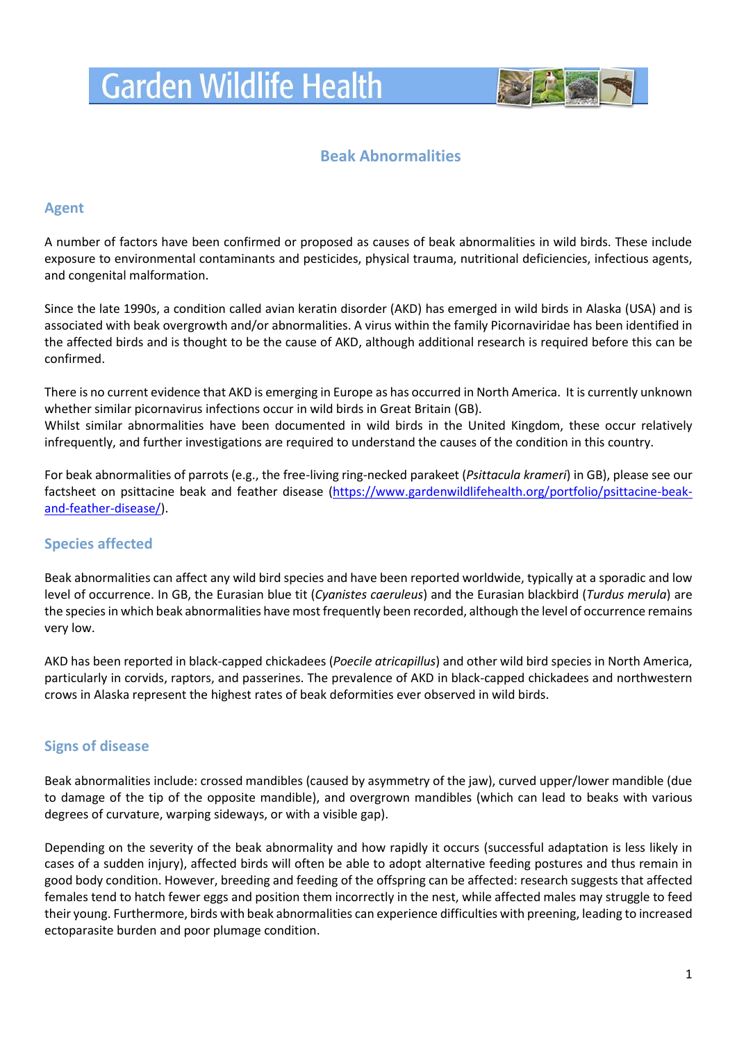# Garden Wildlife Health

## Beak Abnormalities

### Agent

A number of factors have been confirmed or proposed as causes of beak abnormalities in wild birds. These include exposure to environmental contaminants and pesticides, physical trauma, nutritional deficiencies, infectious agents, and congenital malformation.

Since the late 1990s, a condition called avian keratin disorder (AKD) has emerged in wild birds in Alaska (USA) and is associated with beak overgrowth and/or abnormalities. A virus within the family Picornaviridae has been identified in the affected birds and is thought to be the cause of AKD, although additional research is required before this can be confirmed.

There is no current evidence that AKD is emerging in Europe as has occurred in North America. It is currently unknown whether similar picornavirus infections occur in wild birds in Great Britain (GB).
Whilst similar abnormalities have been documented in wild birds in the United Kingdom, these occur relatively infrequently, and further investigations are required to understand the causes of the condition in this country.

For beak abnormalities of parrots (e.g., the free-living ring-necked parakeet (*Psittacula krameri*) in GB), please see our factsheet on psittacine beak and feather disease (https://www.gardenwildlifehealth.org/portfolio/psittacine-beak-and-feather-disease/).

### Species affected

Beak abnormalities can affect any wild bird species and have been reported worldwide, typically at a sporadic and low level of occurrence. In GB, the Eurasian blue tit (*Cyanistes caeruleus*) and the Eurasian blackbird (*Turdus merula*) are the species in which beak abnormalities have most frequently been recorded, although the level of occurrence remains very low.

AKD has been reported in black-capped chickadees (*Poecile atricapillus*) and other wild bird species in North America, particularly in corvids, raptors, and passerines. The prevalence of AKD in black-capped chickadees and northwestern crows in Alaska represent the highest rates of beak deformities ever observed in wild birds.

### Signs of disease

Beak abnormalities include: crossed mandibles (caused by asymmetry of the jaw), curved upper/lower mandible (due to damage of the tip of the opposite mandible), and overgrown mandibles (which can lead to beaks with various degrees of curvature, warping sideways, or with a visible gap).

Depending on the severity of the beak abnormality and how rapidly it occurs (successful adaptation is less likely in cases of a sudden injury), affected birds will often be able to adopt alternative feeding postures and thus remain in good body condition. However, breeding and feeding of the offspring can be affected: research suggests that affected females tend to hatch fewer eggs and position them incorrectly in the nest, while affected males may struggle to feed their young. Furthermore, birds with beak abnormalities can experience difficulties with preening, leading to increased ectoparasite burden and poor plumage condition.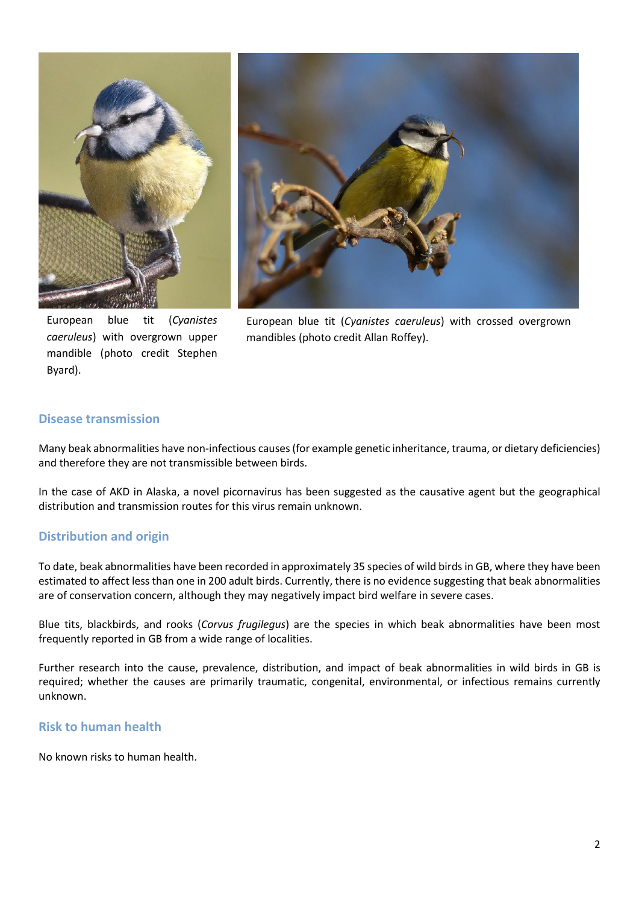European blue tit (*Cyanistes caeruleus*) with overgrown upper mandible (photo credit Stephen Byard).

European blue tit (*Cyanistes caeruleus*) with crossed overgrown mandibles (photo credit Allan Roffey).

## Disease transmission

Many beak abnormalities have non-infectious causes (for example genetic inheritance, trauma, or dietary deficiencies) and therefore they are not transmissible between birds.

In the case of AKD in Alaska, a novel picornavirus has been suggested as the causative agent but the geographical distribution and transmission routes for this virus remain unknown.

## Distribution and origin

To date, beak abnormalities have been recorded in approximately 35 species of wild birds in GB, where they have been estimated to affect less than one in 200 adult birds. Currently, there is no evidence suggesting that beak abnormalities are of conservation concern, although they may negatively impact bird welfare in severe cases.

Blue tits, blackbirds, and rooks (*Corvus frugilegus*) are the species in which beak abnormalities have been most frequently reported in GB from a wide range of localities.

Further research into the cause, prevalence, distribution, and impact of beak abnormalities in wild birds in GB is required; whether the causes are primarily traumatic, congenital, environmental, or infectious remains currently unknown.

## Risk to human health

No known risks to human health.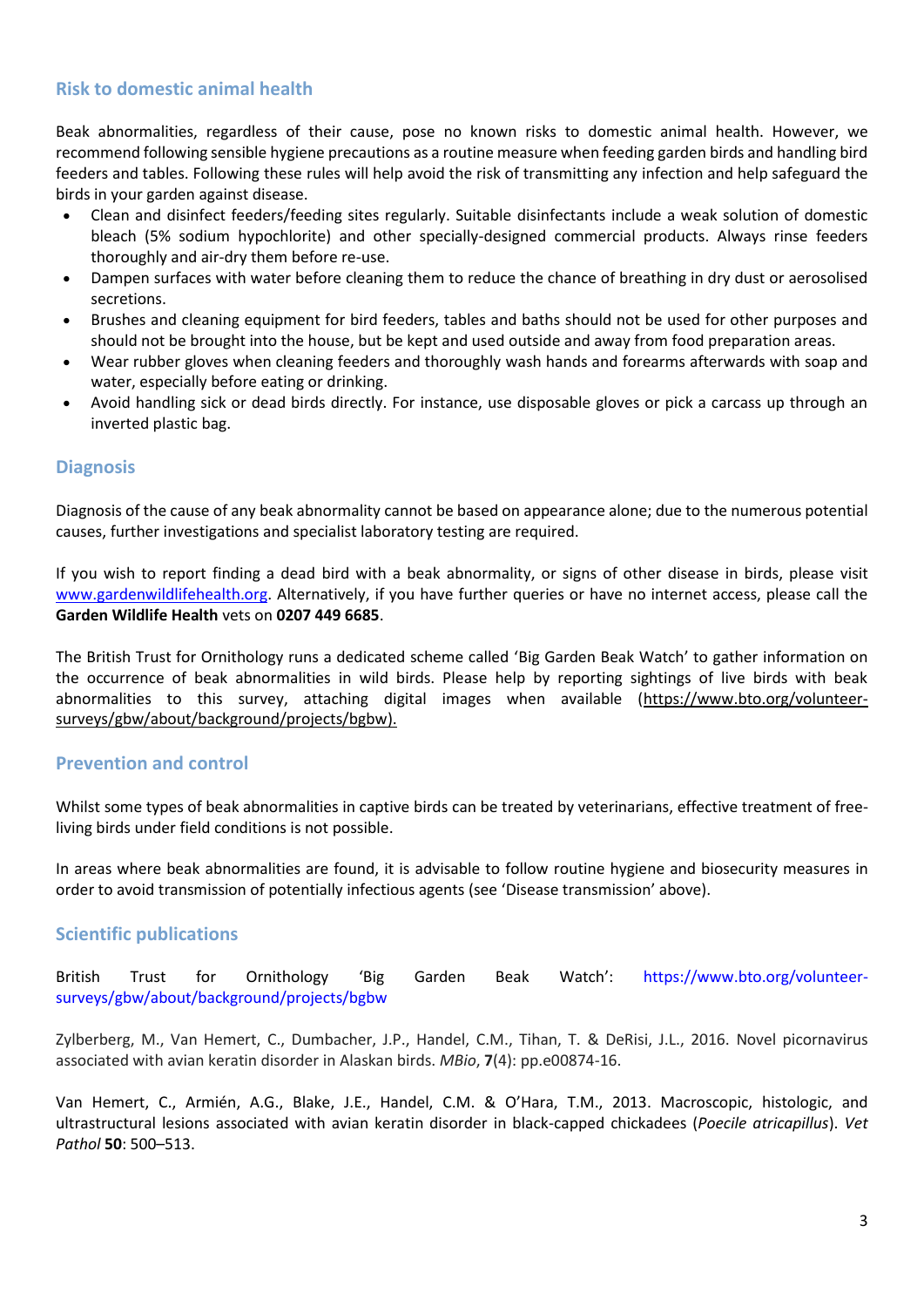## Risk to domestic animal health

Beak abnormalities, regardless of their cause, pose no known risks to domestic animal health. However, we recommend following sensible hygiene precautions as a routine measure when feeding garden birds and handling bird feeders and tables. Following these rules will help avoid the risk of transmitting any infection and help safeguard the birds in your garden against disease.

- Clean and disinfect feeders/feeding sites regularly. Suitable disinfectants include a weak solution of domestic bleach (5% sodium hypochlorite) and other specially-designed commercial products. Always rinse feeders thoroughly and air-dry them before re-use.
- Dampen surfaces with water before cleaning them to reduce the chance of breathing in dry dust or aerosolised secretions.
- Brushes and cleaning equipment for bird feeders, tables and baths should not be used for other purposes and should not be brought into the house, but be kept and used outside and away from food preparation areas.
- Wear rubber gloves when cleaning feeders and thoroughly wash hands and forearms afterwards with soap and water, especially before eating or drinking.
- Avoid handling sick or dead birds directly. For instance, use disposable gloves or pick a carcass up through an inverted plastic bag.

## Diagnosis

Diagnosis of the cause of any beak abnormality cannot be based on appearance alone; due to the numerous potential causes, further investigations and specialist laboratory testing are required.

If you wish to report finding a dead bird with a beak abnormality, or signs of other disease in birds, please visit www.gardenwildlifehealth.org. Alternatively, if you have further queries or have no internet access, please call the **Garden Wildlife Health** vets on **0207 449 6685**.

The British Trust for Ornithology runs a dedicated scheme called 'Big Garden Beak Watch' to gather information on the occurrence of beak abnormalities in wild birds. Please help by reporting sightings of live birds with beak abnormalities to this survey, attaching digital images when available (https://www.bto.org/volunteer-surveys/gbw/about/background/projects/bgbw).

## Prevention and control

Whilst some types of beak abnormalities in captive birds can be treated by veterinarians, effective treatment of free-living birds under field conditions is not possible.

In areas where beak abnormalities are found, it is advisable to follow routine hygiene and biosecurity measures in order to avoid transmission of potentially infectious agents (see 'Disease transmission' above).

## Scientific publications

British Trust for Ornithology 'Big Garden Beak Watch': https://www.bto.org/volunteer-surveys/gbw/about/background/projects/bgbw

Zylberberg, M., Van Hemert, C., Dumbacher, J.P., Handel, C.M., Tihan, T. & DeRisi, J.L., 2016. Novel picornavirus associated with avian keratin disorder in Alaskan birds. *MBio*, **7**(4): pp.e00874-16.

Van Hemert, C., Armién, A.G., Blake, J.E., Handel, C.M. & O'Hara, T.M., 2013. Macroscopic, histologic, and ultrastructural lesions associated with avian keratin disorder in black-capped chickadees (*Poecile atricapillus*). *Vet Pathol* **50**: 500–513.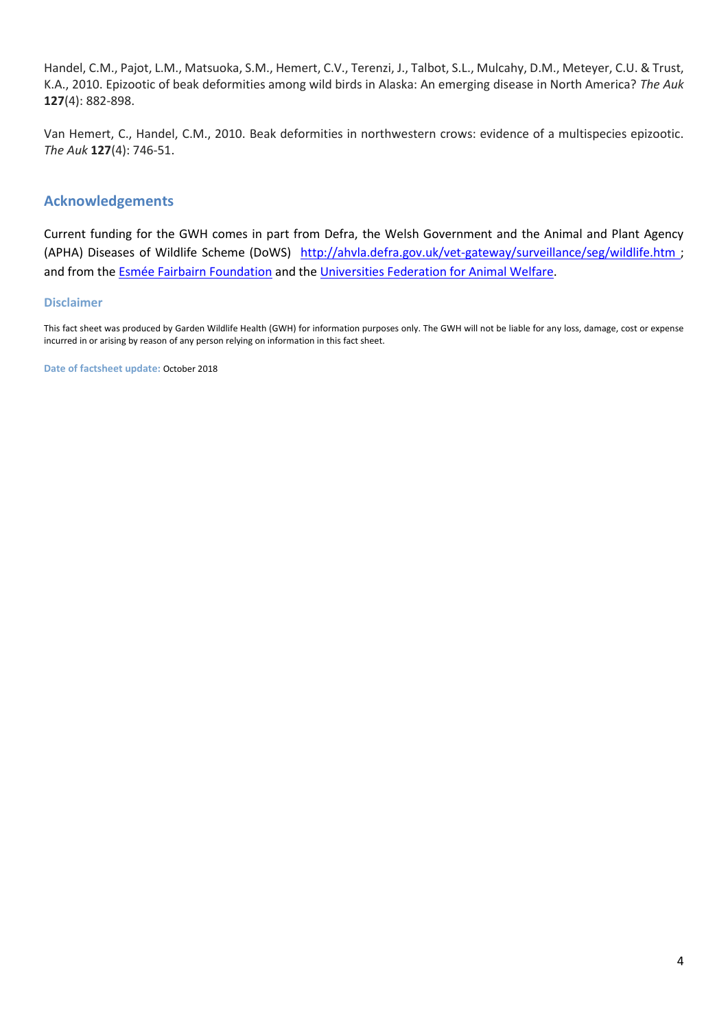Handel, C.M., Pajot, L.M., Matsuoka, S.M., Hemert, C.V., Terenzi, J., Talbot, S.L., Mulcahy, D.M., Meteyer, C.U. & Trust, K.A., 2010. Epizootic of beak deformities among wild birds in Alaska: An emerging disease in North America? *The Auk* **127**(4): 882-898.

Van Hemert, C., Handel, C.M., 2010. Beak deformities in northwestern crows: evidence of a multispecies epizootic. *The Auk* **127**(4): 746-51.

## Acknowledgements

Current funding for the GWH comes in part from Defra, the Welsh Government and the Animal and Plant Agency (APHA) Diseases of Wildlife Scheme (DoWS) http://ahvla.defra.gov.uk/vet-gateway/surveillance/seg/wildlife.htm ; and from the Esmée Fairbairn Foundation and the Universities Federation for Animal Welfare.

### Disclaimer

This fact sheet was produced by Garden Wildlife Health (GWH) for information purposes only. The GWH will not be liable for any loss, damage, cost or expense incurred in or arising by reason of any person relying on information in this fact sheet.

**Date of factsheet update:** October 2018